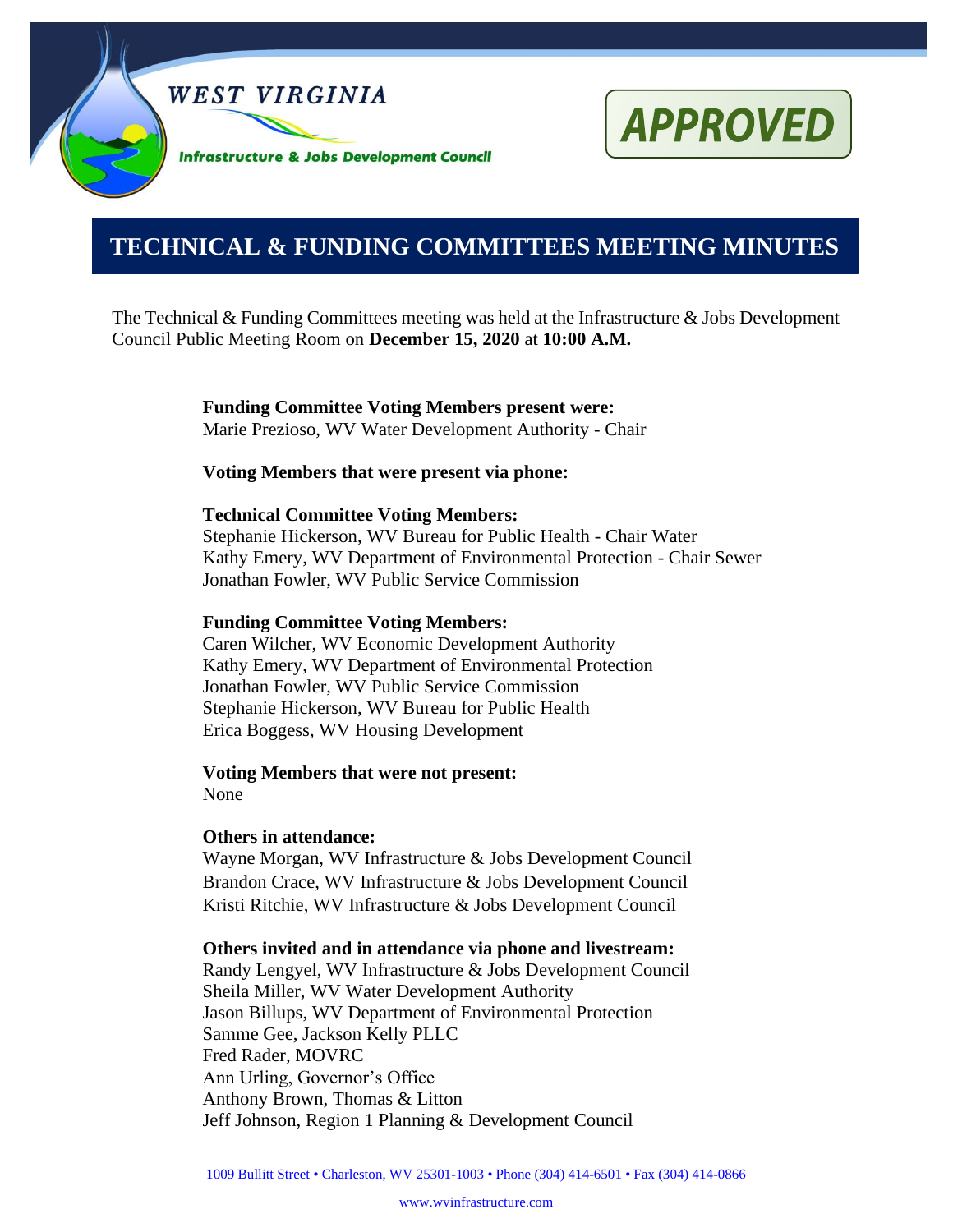**WEST VIRGINIA**

**Infrastructure & Jobs Development Council**

**APPROVED**

# TECHNICAL & FUNDING COMMITTEES MEETING MINUTES

The Technical & Funding Committees meeting was held at the Infrastructure & Jobs Development Council Public Meeting Room on **December 15, 2020** at **10:00 A.M.**

**Funding Committee Voting Members present were:**
Marie Prezioso, WV Water Development Authority - Chair

**Voting Members that were present via phone:**

**Technical Committee Voting Members:**
Stephanie Hickerson, WV Bureau for Public Health - Chair Water
Kathy Emery, WV Department of Environmental Protection - Chair Sewer
Jonathan Fowler, WV Public Service Commission

**Funding Committee Voting Members:**
Caren Wilcher, WV Economic Development Authority
Kathy Emery, WV Department of Environmental Protection
Jonathan Fowler, WV Public Service Commission
Stephanie Hickerson, WV Bureau for Public Health
Erica Boggess, WV Housing Development

**Voting Members that were not present:**
None

**Others in attendance:**
Wayne Morgan, WV Infrastructure & Jobs Development Council
Brandon Crace, WV Infrastructure & Jobs Development Council
Kristi Ritchie, WV Infrastructure & Jobs Development Council

**Others invited and in attendance via phone and livestream:**
Randy Lengyel, WV Infrastructure & Jobs Development Council
Sheila Miller, WV Water Development Authority
Jason Billups, WV Department of Environmental Protection
Samme Gee, Jackson Kelly PLLC
Fred Rader, MOVRC
Ann Urling, Governor's Office
Anthony Brown, Thomas & Litton
Jeff Johnson, Region 1 Planning & Development Council

1009 Bullitt Street • Charleston, WV 25301-1003 • Phone (304) 414-6501 • Fax (304) 414-0866

www.wvinfrastructure.com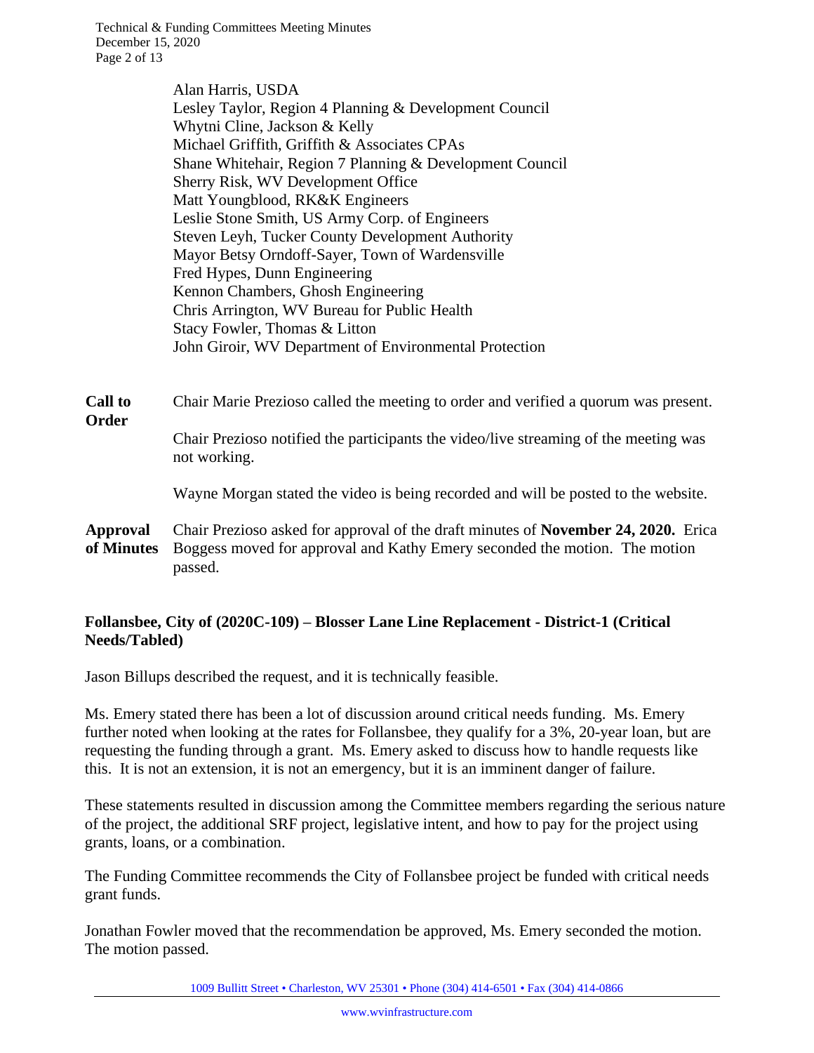Alan Harris, USDA
Lesley Taylor, Region 4 Planning & Development Council
Whytni Cline, Jackson & Kelly
Michael Griffith, Griffith & Associates CPAs
Shane Whitehair, Region 7 Planning & Development Council
Sherry Risk, WV Development Office
Matt Youngblood, RK&K Engineers
Leslie Stone Smith, US Army Corp. of Engineers
Steven Leyh, Tucker County Development Authority
Mayor Betsy Orndoff-Sayer, Town of Wardensville
Fred Hypes, Dunn Engineering
Kennon Chambers, Ghosh Engineering
Chris Arrington, WV Bureau for Public Health
Stacy Fowler, Thomas & Litton
John Giroir, WV Department of Environmental Protection

**Call to Order** Chair Marie Prezioso called the meeting to order and verified a quorum was present.

Chair Prezioso notified the participants the video/live streaming of the meeting was not working.

Wayne Morgan stated the video is being recorded and will be posted to the website.

**Approval of Minutes** Chair Prezioso asked for approval of the draft minutes of **November 24, 2020.** Erica Boggess moved for approval and Kathy Emery seconded the motion. The motion passed.

**Follansbee, City of (2020C-109) – Blosser Lane Line Replacement - District-1 (Critical Needs/Tabled)**

Jason Billups described the request, and it is technically feasible.

Ms. Emery stated there has been a lot of discussion around critical needs funding. Ms. Emery further noted when looking at the rates for Follansbee, they qualify for a 3%, 20-year loan, but are requesting the funding through a grant. Ms. Emery asked to discuss how to handle requests like this. It is not an extension, it is not an emergency, but it is an imminent danger of failure.

These statements resulted in discussion among the Committee members regarding the serious nature of the project, the additional SRF project, legislative intent, and how to pay for the project using grants, loans, or a combination.

The Funding Committee recommends the City of Follansbee project be funded with critical needs grant funds.

Jonathan Fowler moved that the recommendation be approved, Ms. Emery seconded the motion. The motion passed.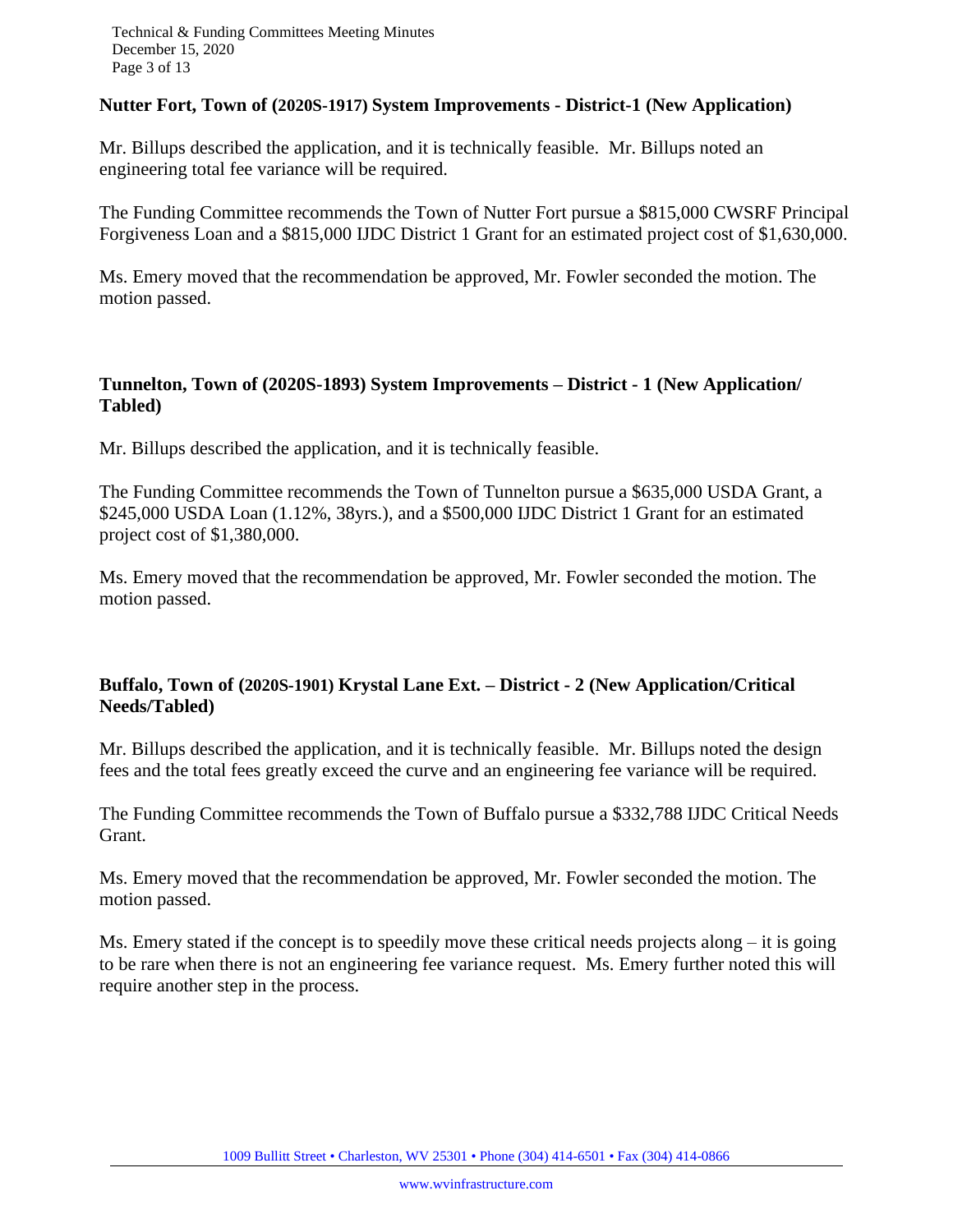**Nutter Fort, Town of (2020S-1917) System Improvements - District-1 (New Application)**

Mr. Billups described the application, and it is technically feasible. Mr. Billups noted an engineering total fee variance will be required.

The Funding Committee recommends the Town of Nutter Fort pursue a $815,000 CWSRF Principal Forgiveness Loan and a $815,000 IJDC District 1 Grant for an estimated project cost of $1,630,000.

Ms. Emery moved that the recommendation be approved, Mr. Fowler seconded the motion. The motion passed.

**Tunnelton, Town of (2020S-1893) System Improvements – District - 1 (New Application/ Tabled)**

Mr. Billups described the application, and it is technically feasible.

The Funding Committee recommends the Town of Tunnelton pursue a $635,000 USDA Grant, a $245,000 USDA Loan (1.12%, 38yrs.), and a $500,000 IJDC District 1 Grant for an estimated project cost of $1,380,000.

Ms. Emery moved that the recommendation be approved, Mr. Fowler seconded the motion. The motion passed.

**Buffalo, Town of (2020S-1901) Krystal Lane Ext. – District - 2 (New Application/Critical Needs/Tabled)**

Mr. Billups described the application, and it is technically feasible. Mr. Billups noted the design fees and the total fees greatly exceed the curve and an engineering fee variance will be required.

The Funding Committee recommends the Town of Buffalo pursue a $332,788 IJDC Critical Needs Grant.

Ms. Emery moved that the recommendation be approved, Mr. Fowler seconded the motion. The motion passed.

Ms. Emery stated if the concept is to speedily move these critical needs projects along – it is going to be rare when there is not an engineering fee variance request. Ms. Emery further noted this will require another step in the process.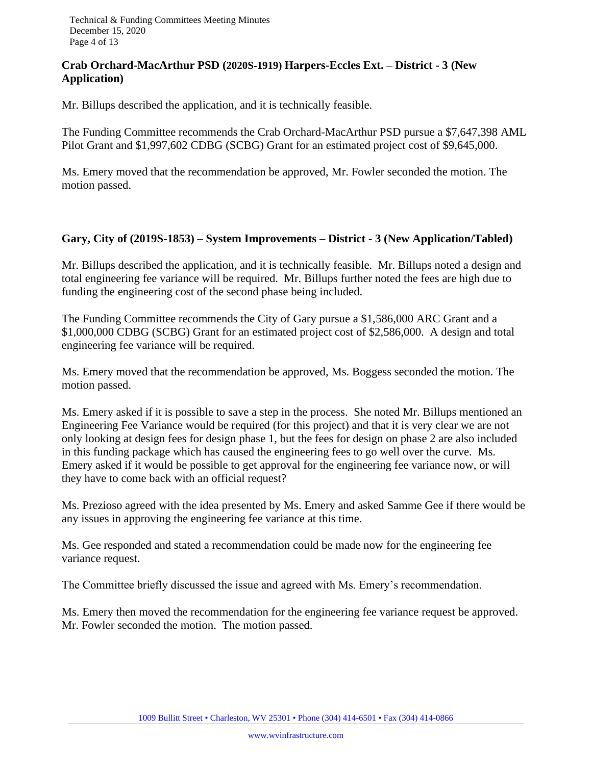**Crab Orchard-MacArthur PSD (2020S-1919) Harpers-Eccles Ext. – District - 3 (New Application)**

Mr. Billups described the application, and it is technically feasible.

The Funding Committee recommends the Crab Orchard-MacArthur PSD pursue a $7,647,398 AML Pilot Grant and $1,997,602 CDBG (SCBG) Grant for an estimated project cost of $9,645,000.

Ms. Emery moved that the recommendation be approved, Mr. Fowler seconded the motion. The motion passed.

**Gary, City of (2019S-1853) – System Improvements – District - 3 (New Application/Tabled)**

Mr. Billups described the application, and it is technically feasible. Mr. Billups noted a design and total engineering fee variance will be required. Mr. Billups further noted the fees are high due to funding the engineering cost of the second phase being included.

The Funding Committee recommends the City of Gary pursue a $1,586,000 ARC Grant and a $1,000,000 CDBG (SCBG) Grant for an estimated project cost of $2,586,000. A design and total engineering fee variance will be required.

Ms. Emery moved that the recommendation be approved, Ms. Boggess seconded the motion. The motion passed.

Ms. Emery asked if it is possible to save a step in the process. She noted Mr. Billups mentioned an Engineering Fee Variance would be required (for this project) and that it is very clear we are not only looking at design fees for design phase 1, but the fees for design on phase 2 are also included in this funding package which has caused the engineering fees to go well over the curve. Ms. Emery asked if it would be possible to get approval for the engineering fee variance now, or will they have to come back with an official request?

Ms. Prezioso agreed with the idea presented by Ms. Emery and asked Samme Gee if there would be any issues in approving the engineering fee variance at this time.

Ms. Gee responded and stated a recommendation could be made now for the engineering fee variance request.

The Committee briefly discussed the issue and agreed with Ms. Emery's recommendation.

Ms. Emery then moved the recommendation for the engineering fee variance request be approved. Mr. Fowler seconded the motion. The motion passed.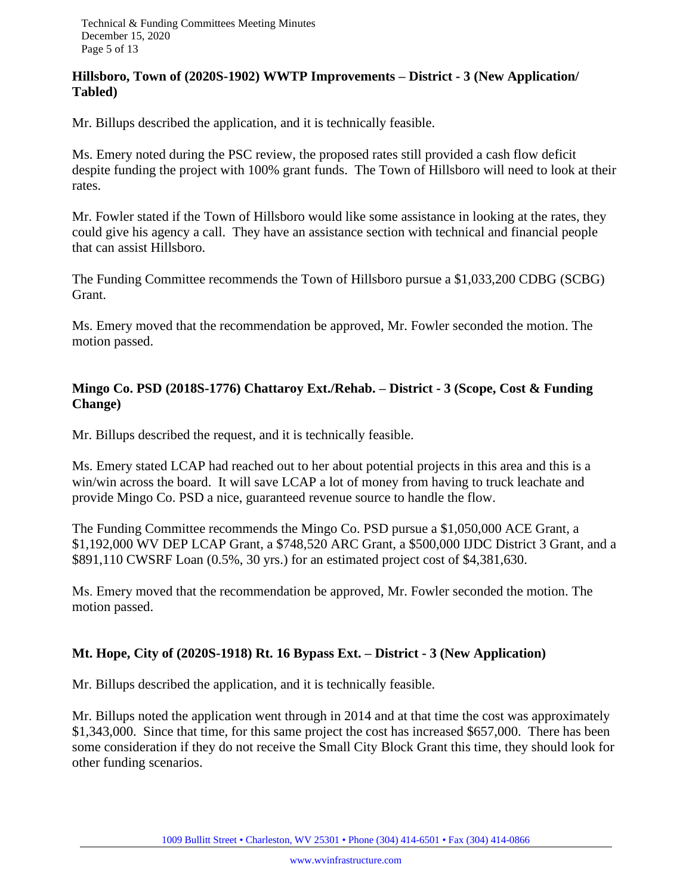**Hillsboro, Town of (2020S-1902) WWTP Improvements – District - 3 (New Application/ Tabled)**

Mr. Billups described the application, and it is technically feasible.

Ms. Emery noted during the PSC review, the proposed rates still provided a cash flow deficit despite funding the project with 100% grant funds. The Town of Hillsboro will need to look at their rates.

Mr. Fowler stated if the Town of Hillsboro would like some assistance in looking at the rates, they could give his agency a call. They have an assistance section with technical and financial people that can assist Hillsboro.

The Funding Committee recommends the Town of Hillsboro pursue a $1,033,200 CDBG (SCBG) Grant.

Ms. Emery moved that the recommendation be approved, Mr. Fowler seconded the motion. The motion passed.

**Mingo Co. PSD (2018S-1776) Chattaroy Ext./Rehab. – District - 3 (Scope, Cost & Funding Change)**

Mr. Billups described the request, and it is technically feasible.

Ms. Emery stated LCAP had reached out to her about potential projects in this area and this is a win/win across the board. It will save LCAP a lot of money from having to truck leachate and provide Mingo Co. PSD a nice, guaranteed revenue source to handle the flow.

The Funding Committee recommends the Mingo Co. PSD pursue a $1,050,000 ACE Grant, a $1,192,000 WV DEP LCAP Grant, a $748,520 ARC Grant, a $500,000 IJDC District 3 Grant, and a $891,110 CWSRF Loan (0.5%, 30 yrs.) for an estimated project cost of $4,381,630.

Ms. Emery moved that the recommendation be approved, Mr. Fowler seconded the motion. The motion passed.

**Mt. Hope, City of (2020S-1918) Rt. 16 Bypass Ext. – District - 3 (New Application)**

Mr. Billups described the application, and it is technically feasible.

Mr. Billups noted the application went through in 2014 and at that time the cost was approximately $1,343,000. Since that time, for this same project the cost has increased $657,000. There has been some consideration if they do not receive the Small City Block Grant this time, they should look for other funding scenarios.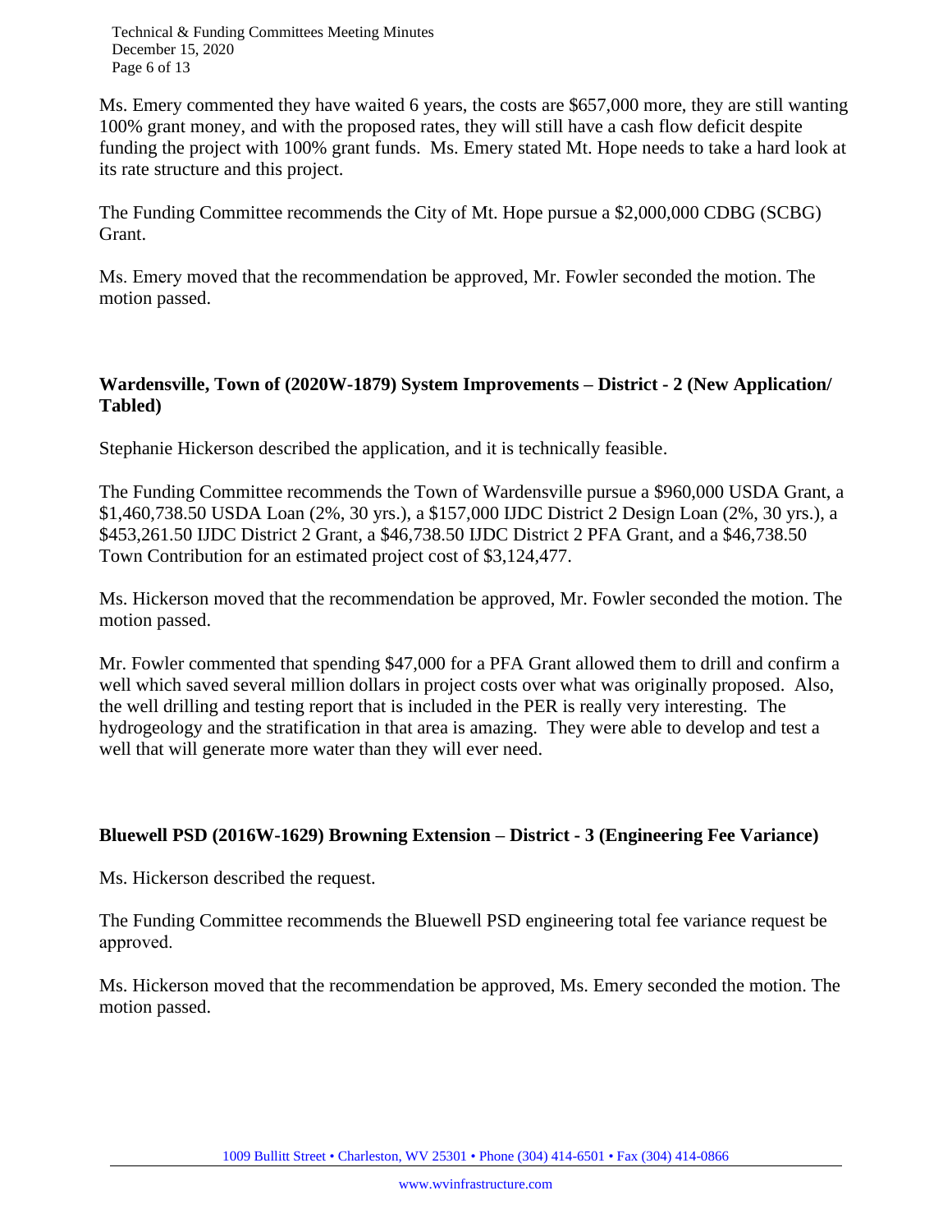Ms. Emery commented they have waited 6 years, the costs are $657,000 more, they are still wanting 100% grant money, and with the proposed rates, they will still have a cash flow deficit despite funding the project with 100% grant funds. Ms. Emery stated Mt. Hope needs to take a hard look at its rate structure and this project.

The Funding Committee recommends the City of Mt. Hope pursue a $2,000,000 CDBG (SCBG) Grant.

Ms. Emery moved that the recommendation be approved, Mr. Fowler seconded the motion. The motion passed.

**Wardensville, Town of (2020W-1879) System Improvements – District - 2 (New Application/ Tabled)**

Stephanie Hickerson described the application, and it is technically feasible.

The Funding Committee recommends the Town of Wardensville pursue a $960,000 USDA Grant, a $1,460,738.50 USDA Loan (2%, 30 yrs.), a $157,000 IJDC District 2 Design Loan (2%, 30 yrs.), a $453,261.50 IJDC District 2 Grant, a $46,738.50 IJDC District 2 PFA Grant, and a $46,738.50 Town Contribution for an estimated project cost of $3,124,477.

Ms. Hickerson moved that the recommendation be approved, Mr. Fowler seconded the motion. The motion passed.

Mr. Fowler commented that spending $47,000 for a PFA Grant allowed them to drill and confirm a well which saved several million dollars in project costs over what was originally proposed. Also, the well drilling and testing report that is included in the PER is really very interesting. The hydrogeology and the stratification in that area is amazing. They were able to develop and test a well that will generate more water than they will ever need.

**Bluewell PSD (2016W-1629) Browning Extension – District - 3 (Engineering Fee Variance)**

Ms. Hickerson described the request.

The Funding Committee recommends the Bluewell PSD engineering total fee variance request be approved.

Ms. Hickerson moved that the recommendation be approved, Ms. Emery seconded the motion. The motion passed.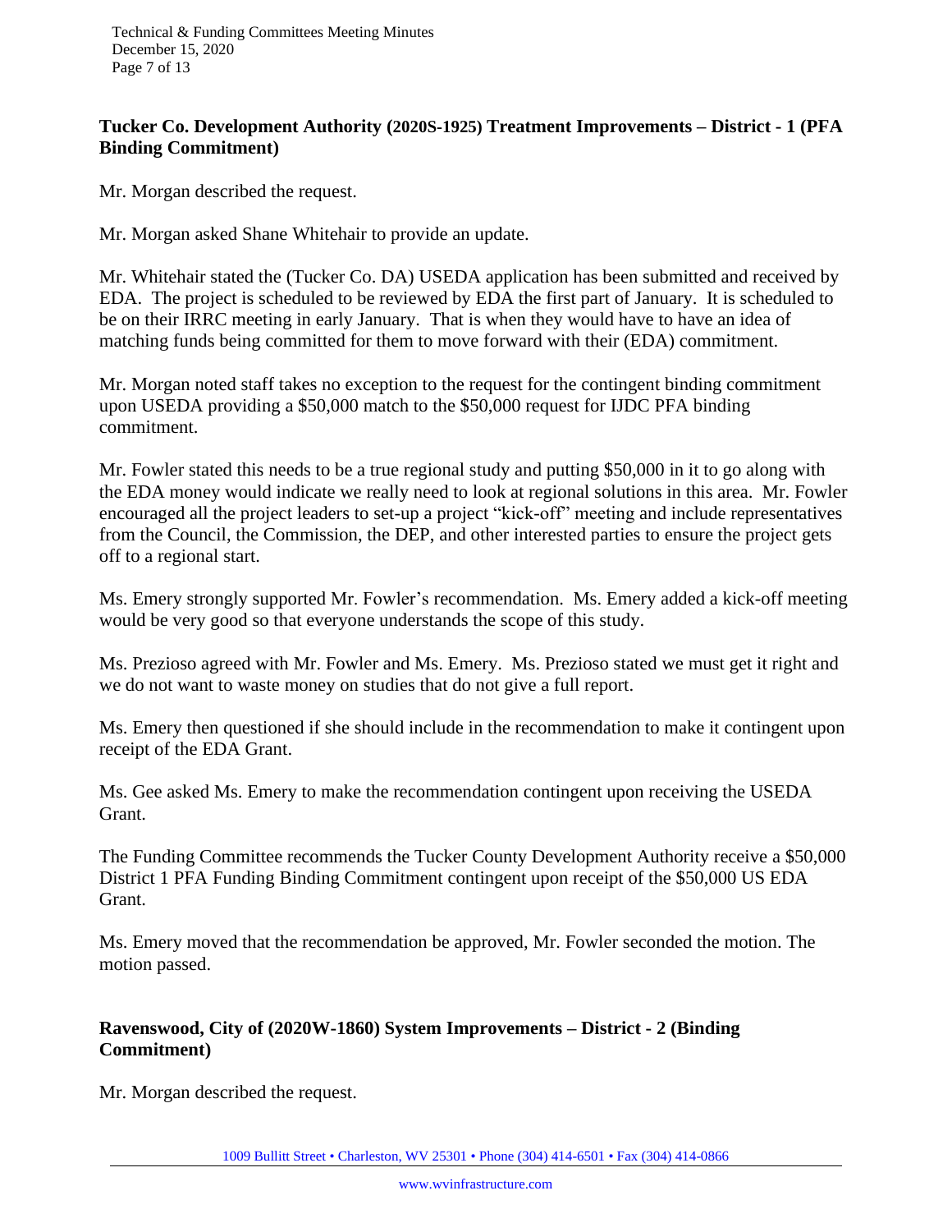**Tucker Co. Development Authority (2020S-1925) Treatment Improvements – District - 1 (PFA Binding Commitment)**

Mr. Morgan described the request.

Mr. Morgan asked Shane Whitehair to provide an update.

Mr. Whitehair stated the (Tucker Co. DA) USEDA application has been submitted and received by EDA. The project is scheduled to be reviewed by EDA the first part of January. It is scheduled to be on their IRRC meeting in early January. That is when they would have to have an idea of matching funds being committed for them to move forward with their (EDA) commitment.

Mr. Morgan noted staff takes no exception to the request for the contingent binding commitment upon USEDA providing a $50,000 match to the $50,000 request for IJDC PFA binding commitment.

Mr. Fowler stated this needs to be a true regional study and putting $50,000 in it to go along with the EDA money would indicate we really need to look at regional solutions in this area. Mr. Fowler encouraged all the project leaders to set-up a project "kick-off" meeting and include representatives from the Council, the Commission, the DEP, and other interested parties to ensure the project gets off to a regional start.

Ms. Emery strongly supported Mr. Fowler's recommendation. Ms. Emery added a kick-off meeting would be very good so that everyone understands the scope of this study.

Ms. Prezioso agreed with Mr. Fowler and Ms. Emery. Ms. Prezioso stated we must get it right and we do not want to waste money on studies that do not give a full report.

Ms. Emery then questioned if she should include in the recommendation to make it contingent upon receipt of the EDA Grant.

Ms. Gee asked Ms. Emery to make the recommendation contingent upon receiving the USEDA Grant.

The Funding Committee recommends the Tucker County Development Authority receive a $50,000 District 1 PFA Funding Binding Commitment contingent upon receipt of the $50,000 US EDA Grant.

Ms. Emery moved that the recommendation be approved, Mr. Fowler seconded the motion. The motion passed.

**Ravenswood, City of (2020W-1860) System Improvements – District - 2 (Binding Commitment)**

Mr. Morgan described the request.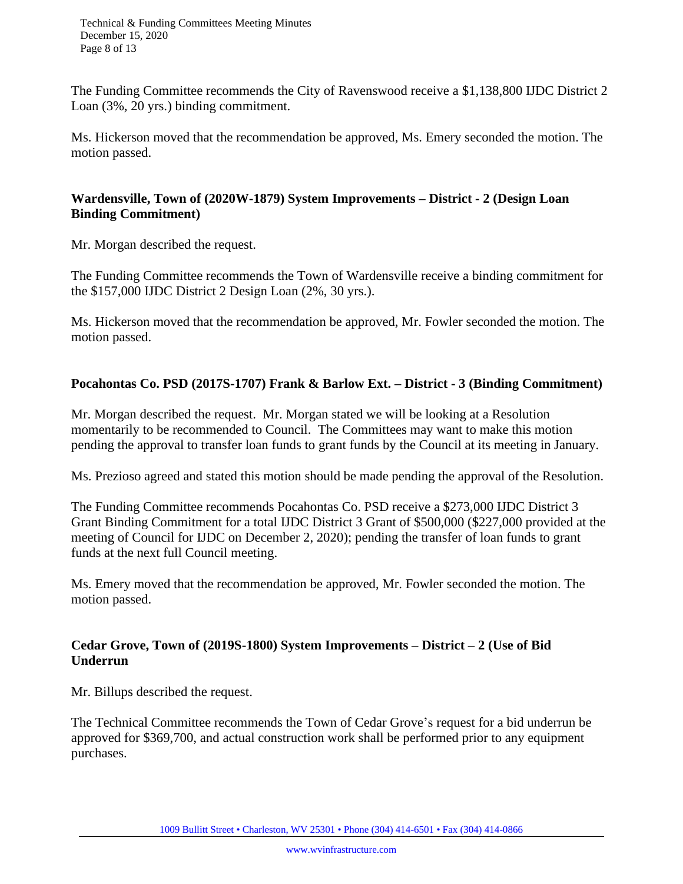The Funding Committee recommends the City of Ravenswood receive a $1,138,800 IJDC District 2 Loan (3%, 20 yrs.) binding commitment.

Ms. Hickerson moved that the recommendation be approved, Ms. Emery seconded the motion. The motion passed.

**Wardensville, Town of (2020W-1879) System Improvements – District - 2 (Design Loan Binding Commitment)**

Mr. Morgan described the request.

The Funding Committee recommends the Town of Wardensville receive a binding commitment for the $157,000 IJDC District 2 Design Loan (2%, 30 yrs.).

Ms. Hickerson moved that the recommendation be approved, Mr. Fowler seconded the motion. The motion passed.

**Pocahontas Co. PSD (2017S-1707) Frank & Barlow Ext. – District - 3 (Binding Commitment)**

Mr. Morgan described the request. Mr. Morgan stated we will be looking at a Resolution momentarily to be recommended to Council. The Committees may want to make this motion pending the approval to transfer loan funds to grant funds by the Council at its meeting in January.

Ms. Prezioso agreed and stated this motion should be made pending the approval of the Resolution.

The Funding Committee recommends Pocahontas Co. PSD receive a $273,000 IJDC District 3 Grant Binding Commitment for a total IJDC District 3 Grant of $500,000 ($227,000 provided at the meeting of Council for IJDC on December 2, 2020); pending the transfer of loan funds to grant funds at the next full Council meeting.

Ms. Emery moved that the recommendation be approved, Mr. Fowler seconded the motion. The motion passed.

**Cedar Grove, Town of (2019S-1800) System Improvements – District – 2 (Use of Bid Underrun**

Mr. Billups described the request.

The Technical Committee recommends the Town of Cedar Grove's request for a bid underrun be approved for $369,700, and actual construction work shall be performed prior to any equipment purchases.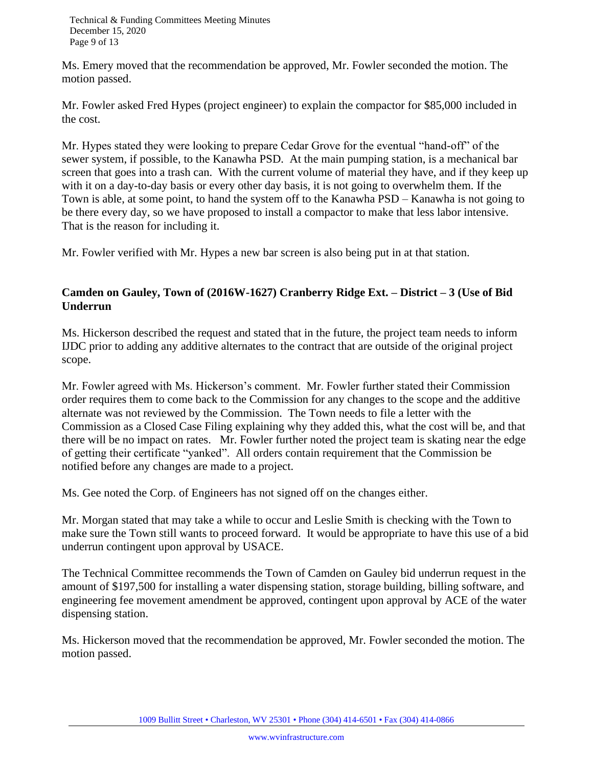Ms. Emery moved that the recommendation be approved, Mr. Fowler seconded the motion. The motion passed.

Mr. Fowler asked Fred Hypes (project engineer) to explain the compactor for $85,000 included in the cost.

Mr. Hypes stated they were looking to prepare Cedar Grove for the eventual "hand-off" of the sewer system, if possible, to the Kanawha PSD. At the main pumping station, is a mechanical bar screen that goes into a trash can. With the current volume of material they have, and if they keep up with it on a day-to-day basis or every other day basis, it is not going to overwhelm them. If the Town is able, at some point, to hand the system off to the Kanawha PSD – Kanawha is not going to be there every day, so we have proposed to install a compactor to make that less labor intensive. That is the reason for including it.

Mr. Fowler verified with Mr. Hypes a new bar screen is also being put in at that station.

**Camden on Gauley, Town of (2016W-1627) Cranberry Ridge Ext. – District – 3 (Use of Bid Underrun**

Ms. Hickerson described the request and stated that in the future, the project team needs to inform IJDC prior to adding any additive alternates to the contract that are outside of the original project scope.

Mr. Fowler agreed with Ms. Hickerson's comment. Mr. Fowler further stated their Commission order requires them to come back to the Commission for any changes to the scope and the additive alternate was not reviewed by the Commission. The Town needs to file a letter with the Commission as a Closed Case Filing explaining why they added this, what the cost will be, and that there will be no impact on rates. Mr. Fowler further noted the project team is skating near the edge of getting their certificate "yanked". All orders contain requirement that the Commission be notified before any changes are made to a project.

Ms. Gee noted the Corp. of Engineers has not signed off on the changes either.

Mr. Morgan stated that may take a while to occur and Leslie Smith is checking with the Town to make sure the Town still wants to proceed forward. It would be appropriate to have this use of a bid underrun contingent upon approval by USACE.

The Technical Committee recommends the Town of Camden on Gauley bid underrun request in the amount of $197,500 for installing a water dispensing station, storage building, billing software, and engineering fee movement amendment be approved, contingent upon approval by ACE of the water dispensing station.

Ms. Hickerson moved that the recommendation be approved, Mr. Fowler seconded the motion. The motion passed.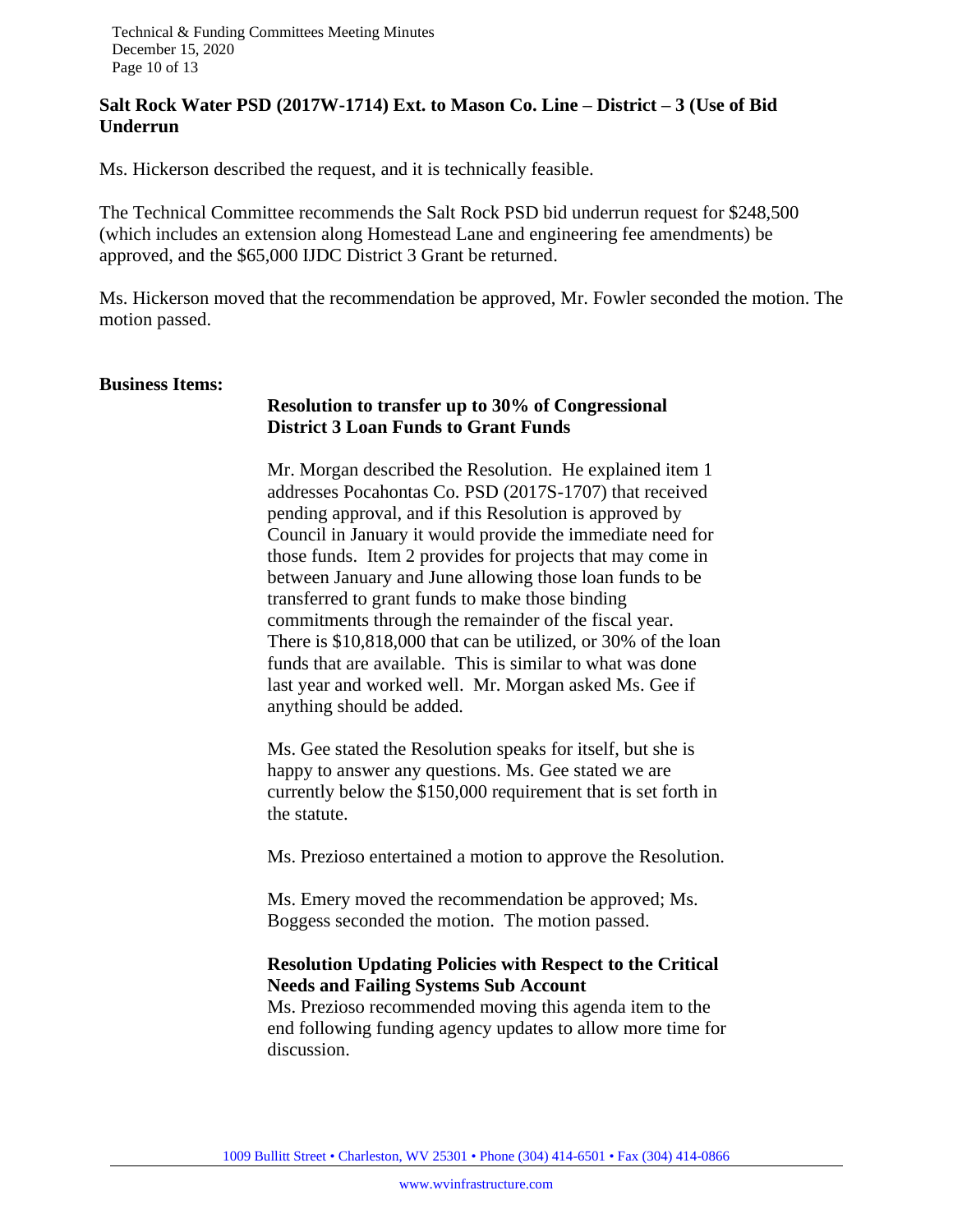**Salt Rock Water PSD (2017W-1714) Ext. to Mason Co. Line – District – 3 (Use of Bid Underrun**

Ms. Hickerson described the request, and it is technically feasible.

The Technical Committee recommends the Salt Rock PSD bid underrun request for $248,500 (which includes an extension along Homestead Lane and engineering fee amendments) be approved, and the $65,000 IJDC District 3 Grant be returned.

Ms. Hickerson moved that the recommendation be approved, Mr. Fowler seconded the motion. The motion passed.

**Business Items:**

**Resolution to transfer up to 30% of Congressional District 3 Loan Funds to Grant Funds**

Mr. Morgan described the Resolution. He explained item 1 addresses Pocahontas Co. PSD (2017S-1707) that received pending approval, and if this Resolution is approved by Council in January it would provide the immediate need for those funds. Item 2 provides for projects that may come in between January and June allowing those loan funds to be transferred to grant funds to make those binding commitments through the remainder of the fiscal year. There is $10,818,000 that can be utilized, or 30% of the loan funds that are available. This is similar to what was done last year and worked well. Mr. Morgan asked Ms. Gee if anything should be added.

Ms. Gee stated the Resolution speaks for itself, but she is happy to answer any questions. Ms. Gee stated we are currently below the $150,000 requirement that is set forth in the statute.

Ms. Prezioso entertained a motion to approve the Resolution.

Ms. Emery moved the recommendation be approved; Ms. Boggess seconded the motion. The motion passed.

**Resolution Updating Policies with Respect to the Critical Needs and Failing Systems Sub Account**

Ms. Prezioso recommended moving this agenda item to the end following funding agency updates to allow more time for discussion.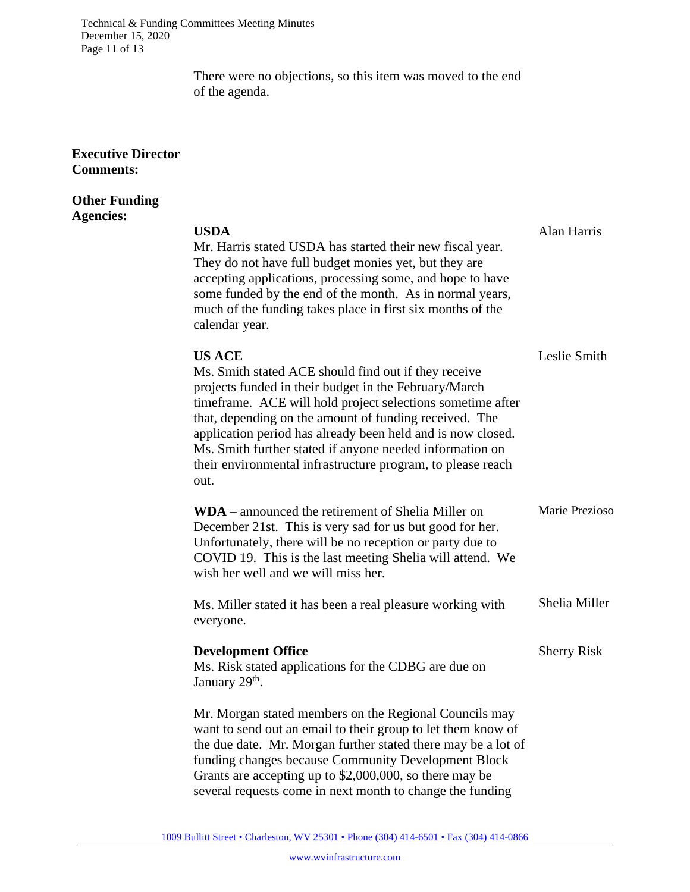There were no objections, so this item was moved to the end of the agenda.

**Executive Director Comments:**

**Other Funding Agencies:**

**USDA** — Alan Harris

Mr. Harris stated USDA has started their new fiscal year. They do not have full budget monies yet, but they are accepting applications, processing some, and hope to have some funded by the end of the month. As in normal years, much of the funding takes place in first six months of the calendar year.

**US ACE** — Leslie Smith

Ms. Smith stated ACE should find out if they receive projects funded in their budget in the February/March timeframe. ACE will hold project selections sometime after that, depending on the amount of funding received. The application period has already been held and is now closed. Ms. Smith further stated if anyone needed information on their environmental infrastructure program, to please reach out.

**WDA** – announced the retirement of Shelia Miller on December 21st. This is very sad for us but good for her. Unfortunately, there will be no reception or party due to COVID 19. This is the last meeting Shelia will attend. We wish her well and we will miss her. — Marie Prezioso

Ms. Miller stated it has been a real pleasure working with everyone. — Shelia Miller

**Development Office** — Sherry Risk

Ms. Risk stated applications for the CDBG are due on January 29th.

Mr. Morgan stated members on the Regional Councils may want to send out an email to their group to let them know of the due date. Mr. Morgan further stated there may be a lot of funding changes because Community Development Block Grants are accepting up to $2,000,000, so there may be several requests come in next month to change the funding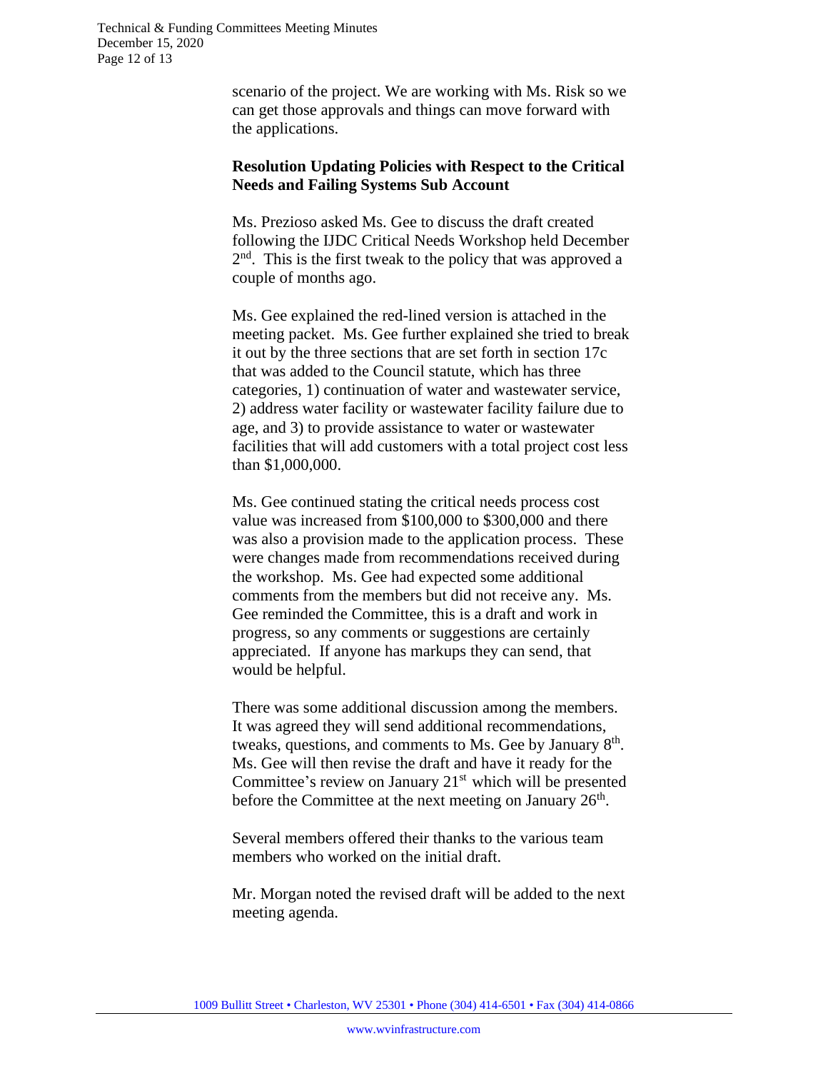scenario of the project. We are working with Ms. Risk so we can get those approvals and things can move forward with the applications.

**Resolution Updating Policies with Respect to the Critical Needs and Failing Systems Sub Account**

Ms. Prezioso asked Ms. Gee to discuss the draft created following the IJDC Critical Needs Workshop held December 2nd. This is the first tweak to the policy that was approved a couple of months ago.

Ms. Gee explained the red-lined version is attached in the meeting packet. Ms. Gee further explained she tried to break it out by the three sections that are set forth in section 17c that was added to the Council statute, which has three categories, 1) continuation of water and wastewater service, 2) address water facility or wastewater facility failure due to age, and 3) to provide assistance to water or wastewater facilities that will add customers with a total project cost less than $1,000,000.

Ms. Gee continued stating the critical needs process cost value was increased from $100,000 to $300,000 and there was also a provision made to the application process. These were changes made from recommendations received during the workshop. Ms. Gee had expected some additional comments from the members but did not receive any. Ms. Gee reminded the Committee, this is a draft and work in progress, so any comments or suggestions are certainly appreciated. If anyone has markups they can send, that would be helpful.

There was some additional discussion among the members. It was agreed they will send additional recommendations, tweaks, questions, and comments to Ms. Gee by January 8th. Ms. Gee will then revise the draft and have it ready for the Committee's review on January 21st which will be presented before the Committee at the next meeting on January 26th.

Several members offered their thanks to the various team members who worked on the initial draft.

Mr. Morgan noted the revised draft will be added to the next meeting agenda.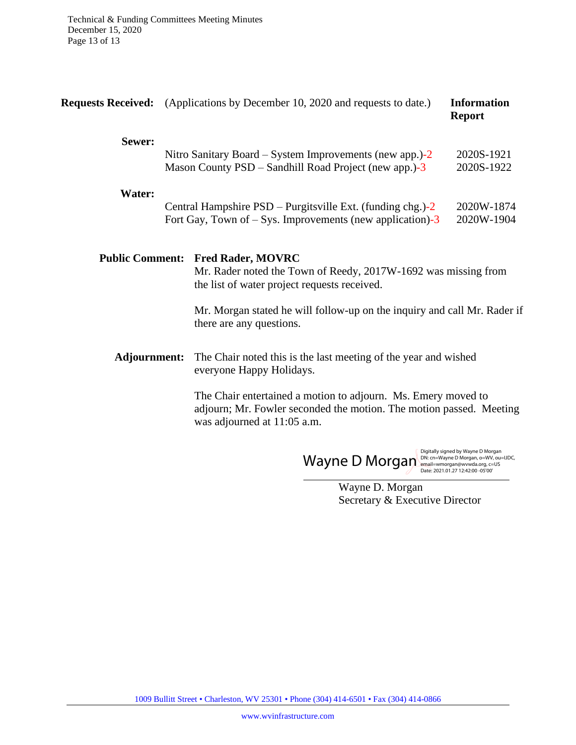**Requests Received:** (Applications by December 10, 2020 and requests to date.) **Information Report**

**Sewer:**

| | |
|---|---|
| Nitro Sanitary Board – System Improvements (new app.)-2 | 2020S-1921 |
| Mason County PSD – Sandhill Road Project (new app.)-3 | 2020S-1922 |

**Water:**

| | |
|---|---|
| Central Hampshire PSD – Purgitsville Ext. (funding chg.)-2 | 2020W-1874 |
| Fort Gay, Town of – Sys. Improvements (new application)-3 | 2020W-1904 |

**Public Comment:** **Fred Rader, MOVRC**

Mr. Rader noted the Town of Reedy, 2017W-1692 was missing from the list of water project requests received.

Mr. Morgan stated he will follow-up on the inquiry and call Mr. Rader if there are any questions.

**Adjournment:** The Chair noted this is the last meeting of the year and wished everyone Happy Holidays.

The Chair entertained a motion to adjourn. Ms. Emery moved to adjourn; Mr. Fowler seconded the motion. The motion passed. Meeting was adjourned at 11:05 a.m.

Wayne D Morgan

Digitally signed by Wayne D Morgan
DN: cn=Wayne D Morgan, o=WV, ou=IJDC, email=wmorgan@wvwda.org, c=US
Date: 2021.01.27 12:42:00 -05'00'

Wayne D. Morgan
Secretary & Executive Director

1009 Bullitt Street • Charleston, WV 25301 • Phone (304) 414-6501 • Fax (304) 414-0866

www.wvinfrastructure.com